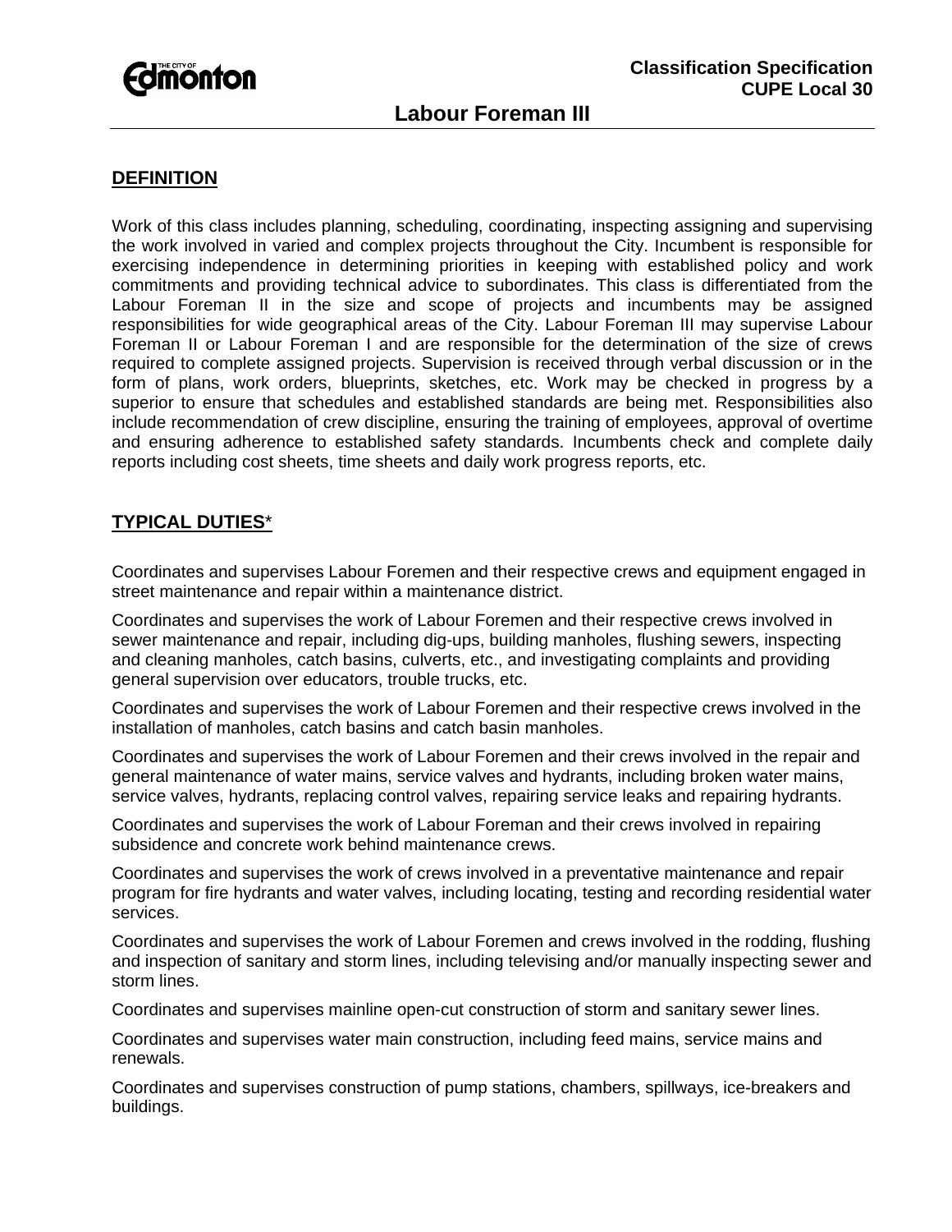Classification Specification
CUPE Local 30

# Labour Foreman III

## DEFINITION

Work of this class includes planning, scheduling, coordinating, inspecting assigning and supervising the work involved in varied and complex projects throughout the City. Incumbent is responsible for exercising independence in determining priorities in keeping with established policy and work commitments and providing technical advice to subordinates. This class is differentiated from the Labour Foreman II in the size and scope of projects and incumbents may be assigned responsibilities for wide geographical areas of the City. Labour Foreman III may supervise Labour Foreman II or Labour Foreman I and are responsible for the determination of the size of crews required to complete assigned projects. Supervision is received through verbal discussion or in the form of plans, work orders, blueprints, sketches, etc. Work may be checked in progress by a superior to ensure that schedules and established standards are being met. Responsibilities also include recommendation of crew discipline, ensuring the training of employees, approval of overtime and ensuring adherence to established safety standards. Incumbents check and complete daily reports including cost sheets, time sheets and daily work progress reports, etc.

## TYPICAL DUTIES*

Coordinates and supervises Labour Foremen and their respective crews and equipment engaged in street maintenance and repair within a maintenance district.

Coordinates and supervises the work of Labour Foremen and their respective crews involved in sewer maintenance and repair, including dig-ups, building manholes, flushing sewers, inspecting and cleaning manholes, catch basins, culverts, etc., and investigating complaints and providing general supervision over educators, trouble trucks, etc.

Coordinates and supervises the work of Labour Foremen and their respective crews involved in the installation of manholes, catch basins and catch basin manholes.

Coordinates and supervises the work of Labour Foremen and their crews involved in the repair and general maintenance of water mains, service valves and hydrants, including broken water mains, service valves, hydrants, replacing control valves, repairing service leaks and repairing hydrants.

Coordinates and supervises the work of Labour Foreman and their crews involved in repairing subsidence and concrete work behind maintenance crews.

Coordinates and supervises the work of crews involved in a preventative maintenance and repair program for fire hydrants and water valves, including locating, testing and recording residential water services.

Coordinates and supervises the work of Labour Foremen and crews involved in the rodding, flushing and inspection of sanitary and storm lines, including televising and/or manually inspecting sewer and storm lines.

Coordinates and supervises mainline open-cut construction of storm and sanitary sewer lines.

Coordinates and supervises water main construction, including feed mains, service mains and renewals.

Coordinates and supervises construction of pump stations, chambers, spillways, ice-breakers and buildings.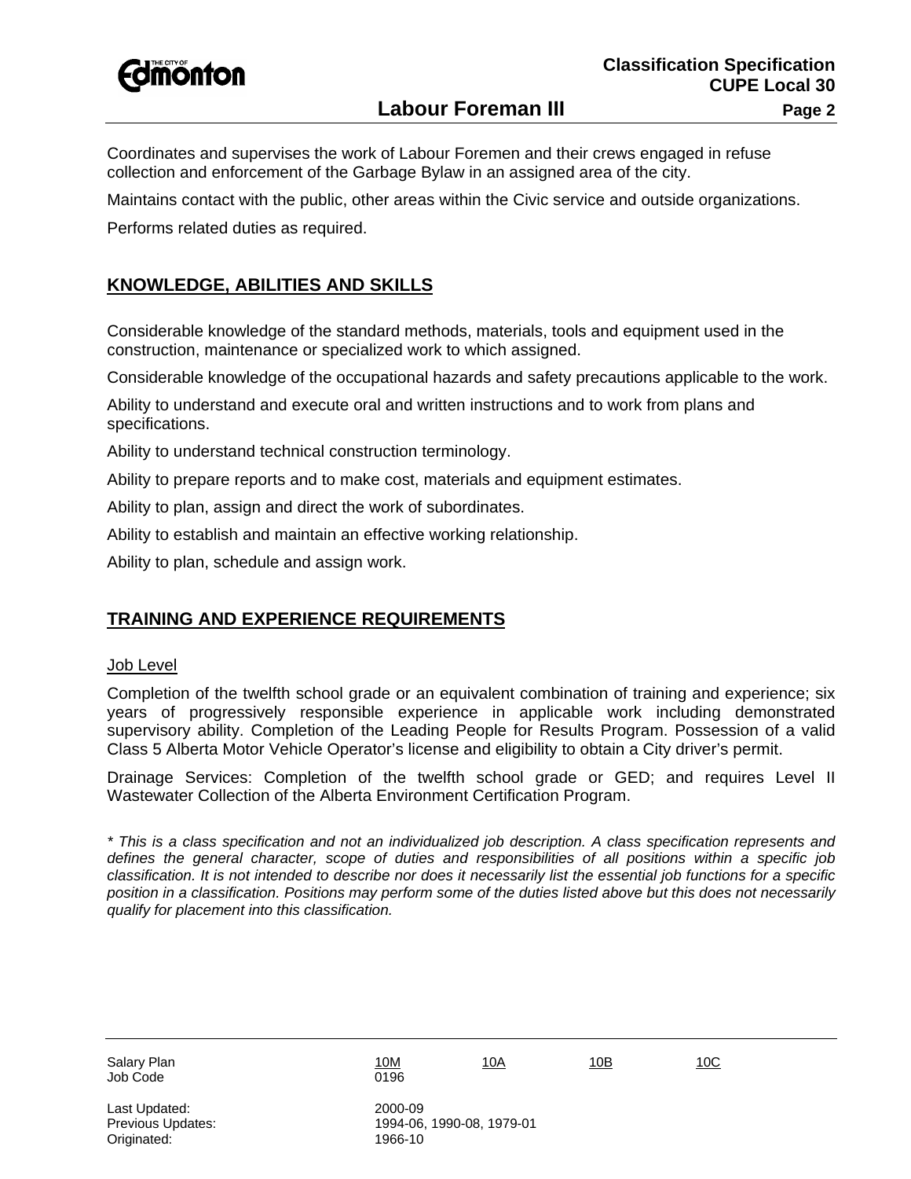Coordinates and supervises the work of Labour Foremen and their crews engaged in refuse collection and enforcement of the Garbage Bylaw in an assigned area of the city.

Maintains contact with the public, other areas within the Civic service and outside organizations.

Performs related duties as required.

## KNOWLEDGE, ABILITIES AND SKILLS

Considerable knowledge of the standard methods, materials, tools and equipment used in the construction, maintenance or specialized work to which assigned.

Considerable knowledge of the occupational hazards and safety precautions applicable to the work.

Ability to understand and execute oral and written instructions and to work from plans and specifications.

Ability to understand technical construction terminology.

Ability to prepare reports and to make cost, materials and equipment estimates.

Ability to plan, assign and direct the work of subordinates.

Ability to establish and maintain an effective working relationship.

Ability to plan, schedule and assign work.

## TRAINING AND EXPERIENCE REQUIREMENTS

### Job Level

Completion of the twelfth school grade or an equivalent combination of training and experience; six years of progressively responsible experience in applicable work including demonstrated supervisory ability. Completion of the Leading People for Results Program. Possession of a valid Class 5 Alberta Motor Vehicle Operator's license and eligibility to obtain a City driver's permit.

Drainage Services: Completion of the twelfth school grade or GED; and requires Level II Wastewater Collection of the Alberta Environment Certification Program.

*\* This is a class specification and not an individualized job description. A class specification represents and defines the general character, scope of duties and responsibilities of all positions within a specific job classification. It is not intended to describe nor does it necessarily list the essential job functions for a specific position in a classification. Positions may perform some of the duties listed above but this does not necessarily qualify for placement into this classification.*

| | | | | |
|---|---|---|---|---|
| Salary Plan | 10M | 10A | 10B | 10C |
| Job Code | 0196 | | | |
| Last Updated: | 2000-09 | | | |
| Previous Updates: | 1994-06, 1990-08, 1979-01 | | | |
| Originated: | 1966-10 | | | |